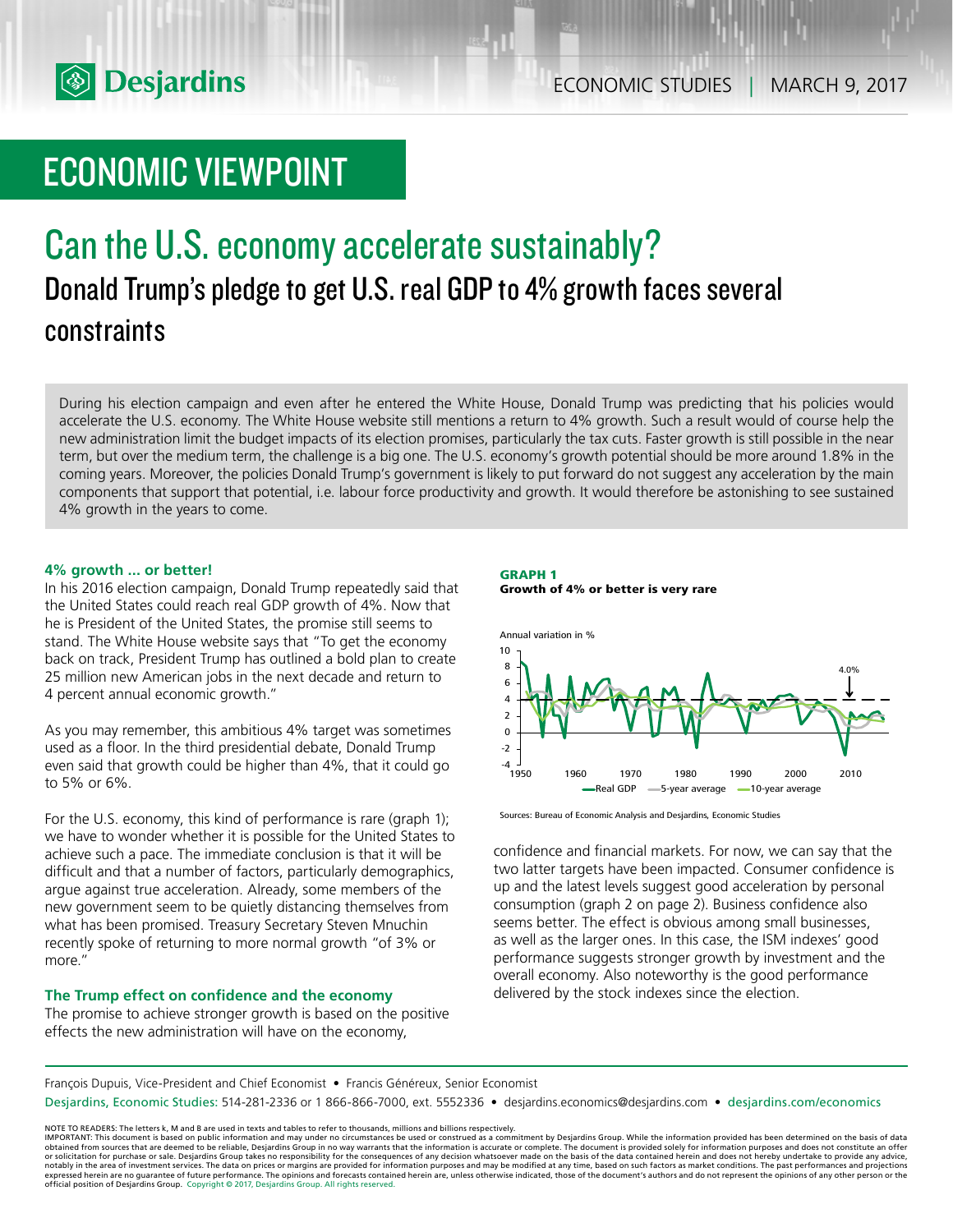# ECONOMIC VIEWPOINT

## Can the U.S. economy accelerate sustainably?

### Donald Trump's pledge to get U.S. real GDP to 4% growth faces several constraints

During his election campaign and even after he entered the White House, Donald Trump was predicting that his policies would accelerate the U.S. economy. The White House website still mentions a return to 4% growth. Such a result would of course help the new administration limit the budget impacts of its election promises, particularly the tax cuts. Faster growth is still possible in the near term, but over the medium term, the challenge is a big one. The U.S. economy's growth potential should be more around 1.8% in the coming years. Moreover, the policies Donald Trump's government is likely to put forward do not suggest any acceleration by the main components that support that potential, i.e. labour force productivity and growth. It would therefore be astonishing to see sustained 4% growth in the years to come.

**4% growth ... or better!**

In his 2016 election campaign, Donald Trump repeatedly said that the United States could reach real GDP growth of 4%. Now that he is President of the United States, the promise still seems to stand. The White House website says that "To get the economy back on track, President Trump has outlined a bold plan to create 25 million new American jobs in the next decade and return to 4 percent annual economic growth."

As you may remember, this ambitious 4% target was sometimes used as a floor. In the third presidential debate, Donald Trump even said that growth could be higher than 4%, that it could go to 5% or 6%.

For the U.S. economy, this kind of performance is rare (graph 1); we have to wonder whether it is possible for the United States to achieve such a pace. The immediate conclusion is that it will be difficult and that a number of factors, particularly demographics, argue against true acceleration. Already, some members of the new government seem to be quietly distancing themselves from what has been promised. Treasury Secretary Steven Mnuchin recently spoke of returning to more normal growth "of 3% or more."

**The Trump effect on confidence and the economy**

The promise to achieve stronger growth is based on the positive effects the new administration will have on the economy, confidence and financial markets. For now, we can say that the two latter targets have been impacted. Consumer confidence is up and the latest levels suggest good acceleration by personal consumption (graph 2 on page 2). Business confidence also seems better. The effect is obvious among small businesses, as well as the larger ones. In this case, the ISM indexes' good performance suggests stronger growth by investment and the overall economy. Also noteworthy is the good performance delivered by the stock indexes since the election.

**GRAPH 1**
**Growth of 4% or better is very rare**

Sources: Bureau of Economic Analysis and Desjardins, Economic Studies

François Dupuis, Vice-President and Chief Economist • Francis Généreux, Senior Economist

Desjardins, Economic Studies: 514-281-2336 or 1 866-866-7000, ext. 5552336 • desjardins.economics@desjardins.com • desjardins.com/economics

NOTE TO READERS: The letters k, M and B are used in texts and tables to refer to thousands, millions and billions respectively.
IMPORTANT: This document is based on public information and may under no circumstances be used or construed as a commitment by Desjardins Group. While the information provided has been determined on the basis of data obtained from sources that are deemed to be reliable, Desjardins Group in no way warrants that the information is accurate or complete. The document is provided solely for information purposes and does not constitute an offer or solicitation for purchase or sale. Desjardins Group takes no responsibility for the consequences of any decision whatsoever made on the basis of the data contained herein and does not hereby undertake to provide any advice, notably in the area of investment services. The data on prices or margins are provided for information purposes and may be modified at any time, based on such factors as market conditions. The past performances and projections expressed herein are no guarantee of future performance. The opinions and forecasts contained herein are, unless otherwise indicated, those of the document's authors and do not represent the opinions of any other person or the official position of Desjardins Group. Copyright © 2017, Desjardins Group. All rights reserved.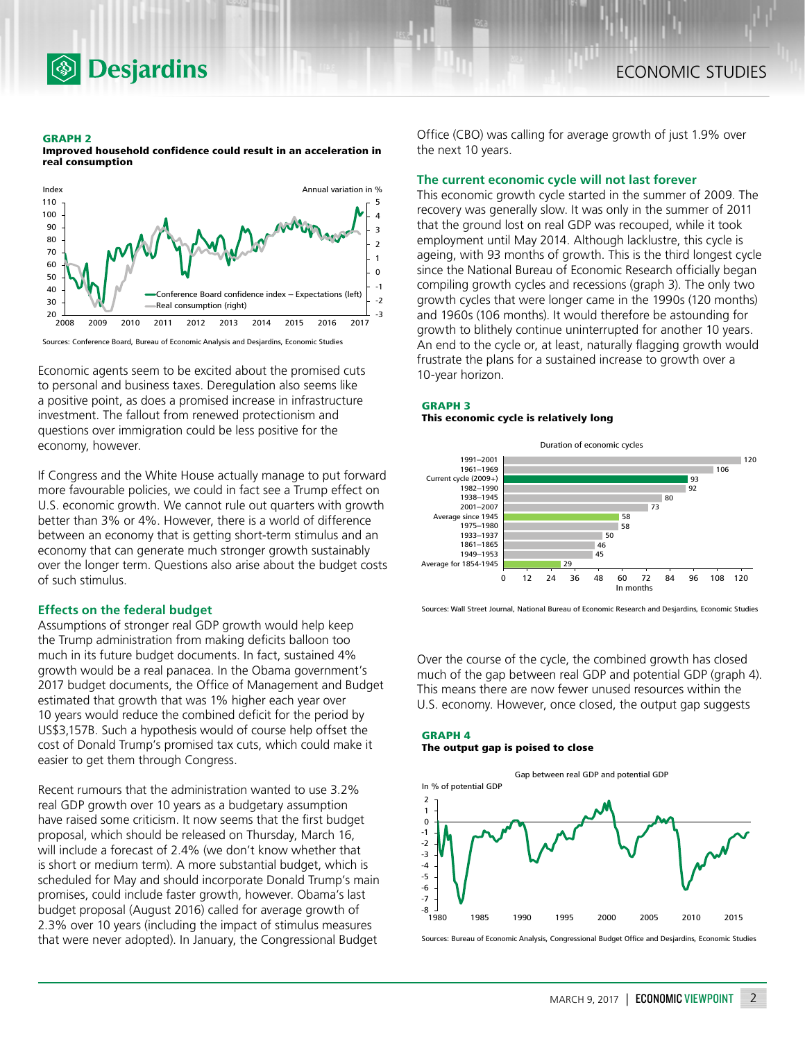**GRAPH 2**
**Improved household confidence could result in an acceleration in real consumption**

Sources: Conference Board, Bureau of Economic Analysis and Desjardins, Economic Studies

Economic agents seem to be excited about the promised cuts to personal and business taxes. Deregulation also seems like a positive point, as does a promised increase in infrastructure investment. The fallout from renewed protectionism and questions over immigration could be less positive for the economy, however.

If Congress and the White House actually manage to put forward more favourable policies, we could in fact see a Trump effect on U.S. economic growth. We cannot rule out quarters with growth better than 3% or 4%. However, there is a world of difference between an economy that is getting short-term stimulus and an economy that can generate much stronger growth sustainably over the longer term. Questions also arise about the budget costs of such stimulus.

### Effects on the federal budget

Assumptions of stronger real GDP growth would help keep the Trump administration from making deficits balloon too much in its future budget documents. In fact, sustained 4% growth would be a real panacea. In the Obama government's 2017 budget documents, the Office of Management and Budget estimated that growth that was 1% higher each year over 10 years would reduce the combined deficit for the period by US$3,157B. Such a hypothesis would of course help offset the cost of Donald Trump's promised tax cuts, which could make it easier to get them through Congress.

Recent rumours that the administration wanted to use 3.2% real GDP growth over 10 years as a budgetary assumption have raised some criticism. It now seems that the first budget proposal, which should be released on Thursday, March 16, will include a forecast of 2.4% (we don't know whether that is short or medium term). A more substantial budget, which is scheduled for May and should incorporate Donald Trump's main promises, could include faster growth, however. Obama's last budget proposal (August 2016) called for average growth of 2.3% over 10 years (including the impact of stimulus measures that were never adopted). In January, the Congressional Budget Office (CBO) was calling for average growth of just 1.9% over the next 10 years.

### The current economic cycle will not last forever

This economic growth cycle started in the summer of 2009. The recovery was generally slow. It was only in the summer of 2011 that the ground lost on real GDP was recouped, while it took employment until May 2014. Although lacklustre, this cycle is ageing, with 93 months of growth. This is the third longest cycle since the National Bureau of Economic Research officially began compiling growth cycles and recessions (graph 3). The only two growth cycles that were longer came in the 1990s (120 months) and 1960s (106 months). It would therefore be astounding for growth to blithely continue uninterrupted for another 10 years. An end to the cycle or, at least, naturally flagging growth would frustrate the plans for a sustained increase to growth over a 10-year horizon.

**GRAPH 3**
**This economic cycle is relatively long**

Sources: Wall Street Journal, National Bureau of Economic Research and Desjardins, Economic Studies

Over the course of the cycle, the combined growth has closed much of the gap between real GDP and potential GDP (graph 4). This means there are now fewer unused resources within the U.S. economy. However, once closed, the output gap suggests

**GRAPH 4**
**The output gap is poised to close**

Sources: Bureau of Economic Analysis, Congressional Budget Office and Desjardins, Economic Studies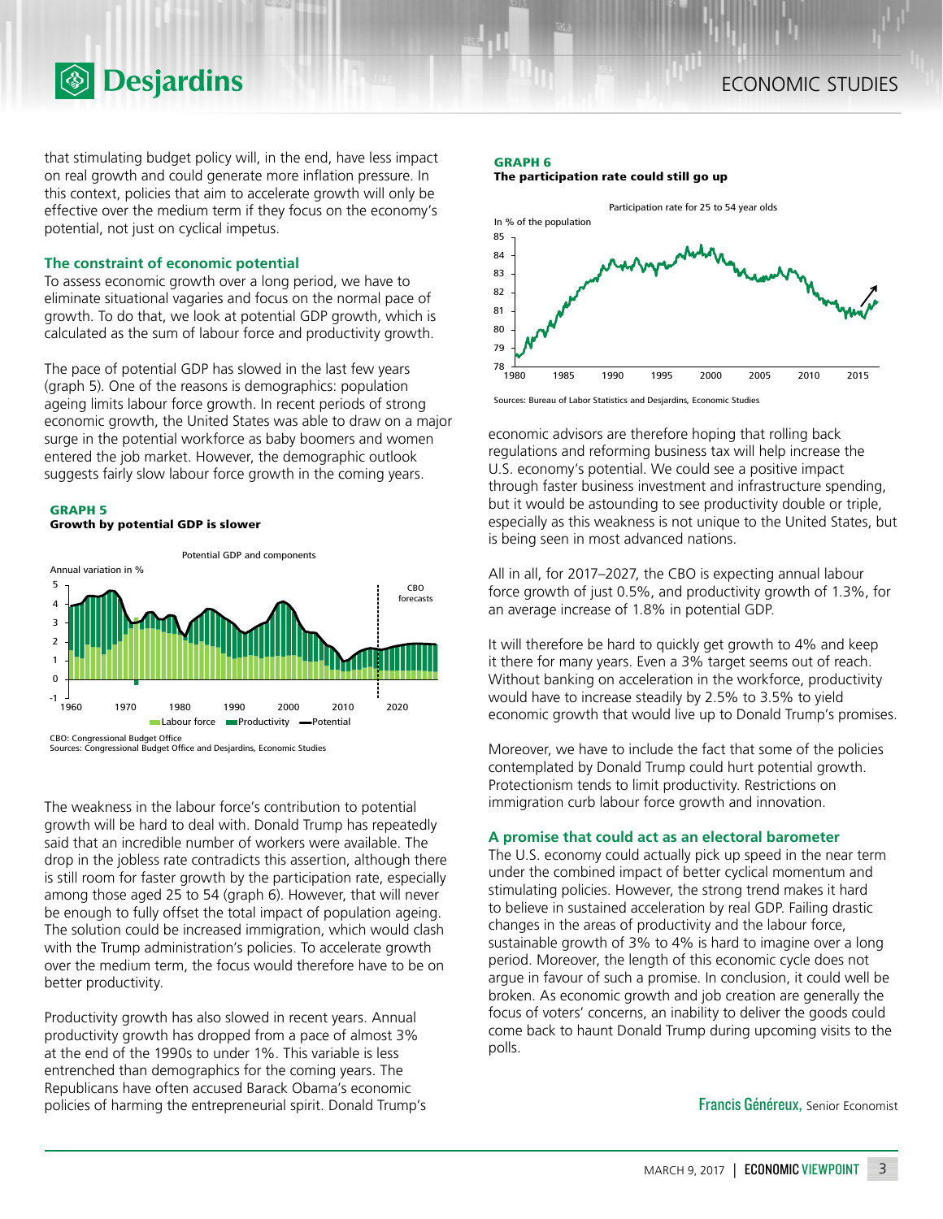that stimulating budget policy will, in the end, have less impact on real growth and could generate more inflation pressure. In this context, policies that aim to accelerate growth will only be effective over the medium term if they focus on the economy's potential, not just on cyclical impetus.

### The constraint of economic potential

To assess economic growth over a long period, we have to eliminate situational vagaries and focus on the normal pace of growth. To do that, we look at potential GDP growth, which is calculated as the sum of labour force and productivity growth.

The pace of potential GDP has slowed in the last few years (graph 5). One of the reasons is demographics: population ageing limits labour force growth. In recent periods of strong economic growth, the United States was able to draw on a major surge in the potential workforce as baby boomers and women entered the job market. However, the demographic outlook suggests fairly slow labour force growth in the coming years.

**GRAPH 5**
**Growth by potential GDP is slower**

Potential GDP and components

Annual variation in %

5
4
3
2
1
0
-1

1960 1970 1980 1990 2000 2010 2020

CBO forecasts

Labour force, Productivity, Potential

CBO: Congressional Budget Office
Sources: Congressional Budget Office and Desjardins, Economic Studies

The weakness in the labour force's contribution to potential growth will be hard to deal with. Donald Trump has repeatedly said that an incredible number of workers were available. The drop in the jobless rate contradicts this assertion, although there is still room for faster growth by the participation rate, especially among those aged 25 to 54 (graph 6). However, that will never be enough to fully offset the total impact of population ageing. The solution could be increased immigration, which would clash with the Trump administration's policies. To accelerate growth over the medium term, the focus would therefore have to be on better productivity.

Productivity growth has also slowed in recent years. Annual productivity growth has dropped from a pace of almost 3% at the end of the 1990s to under 1%. This variable is less entrenched than demographics for the coming years. The Republicans have often accused Barack Obama's economic policies of harming the entrepreneurial spirit. Donald Trump's economic advisors are therefore hoping that rolling back regulations and reforming business tax will help increase the U.S. economy's potential. We could see a positive impact through faster business investment and infrastructure spending, but it would be astounding to see productivity double or triple, especially as this weakness is not unique to the United States, but is being seen in most advanced nations.

**GRAPH 6**
**The participation rate could still go up**

Participation rate for 25 to 54 year olds

In % of the population

85
84
83
82
81
80
79
78

1980 1985 1990 1995 2000 2005 2010 2015

Sources: Bureau of Labor Statistics and Desjardins, Economic Studies

All in all, for 2017–2027, the CBO is expecting annual labour force growth of just 0.5%, and productivity growth of 1.3%, for an average increase of 1.8% in potential GDP.

It will therefore be hard to quickly get growth to 4% and keep it there for many years. Even a 3% target seems out of reach. Without banking on acceleration in the workforce, productivity would have to increase steadily by 2.5% to 3.5% to yield economic growth that would live up to Donald Trump's promises.

Moreover, we have to include the fact that some of the policies contemplated by Donald Trump could hurt potential growth. Protectionism tends to limit productivity. Restrictions on immigration curb labour force growth and innovation.

### A promise that could act as an electoral barometer

The U.S. economy could actually pick up speed in the near term under the combined impact of better cyclical momentum and stimulating policies. However, the strong trend makes it hard to believe in sustained acceleration by real GDP. Failing drastic changes in the areas of productivity and the labour force, sustainable growth of 3% to 4% is hard to imagine over a long period. Moreover, the length of this economic cycle does not argue in favour of such a promise. In conclusion, it could well be broken. As economic growth and job creation are generally the focus of voters' concerns, an inability to deliver the goods could come back to haunt Donald Trump during upcoming visits to the polls.

**Francis Généreux**, Senior Economist